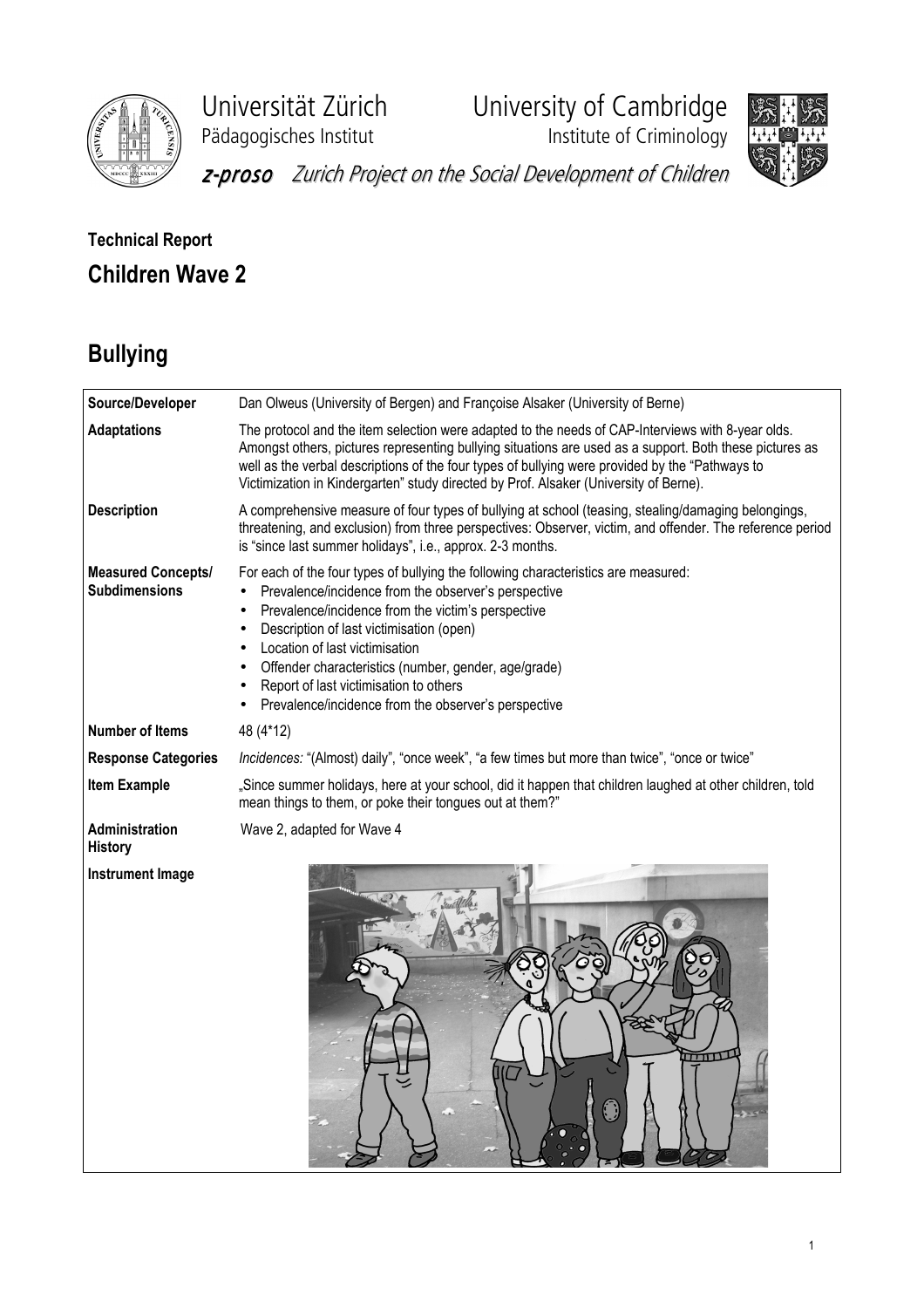Universität Zürich
Pädagogisches Institut

University of Cambridge
Institute of Criminology

*z-proso* *Zurich Project on the Social Development of Children*

**Technical Report**

## Children Wave 2

# Bullying

| | |
|---|---|
| **Source/Developer** | Dan Olweus (University of Bergen) and Françoise Alsaker (University of Berne) |
| **Adaptations** | The protocol and the item selection were adapted to the needs of CAP-Interviews with 8-year olds. Amongst others, pictures representing bullying situations are used as a support. Both these pictures as well as the verbal descriptions of the four types of bullying were provided by the "Pathways to Victimization in Kindergarten" study directed by Prof. Alsaker (University of Berne). |
| **Description** | A comprehensive measure of four types of bullying at school (teasing, stealing/damaging belongings, threatening, and exclusion) from three perspectives: Observer, victim, and offender. The reference period is "since last summer holidays", i.e., approx. 2-3 months. |
| **Measured Concepts/ Subdimensions** | For each of the four types of bullying the following characteristics are measured: • Prevalence/incidence from the observer's perspective • Prevalence/incidence from the victim's perspective • Description of last victimisation (open) • Location of last victimisation • Offender characteristics (number, gender, age/grade) • Report of last victimisation to others • Prevalence/incidence from the observer's perspective |
| **Number of Items** | 48 (4*12) |
| **Response Categories** | *Incidences:* "(Almost) daily", "once week", "a few times but more than twice", "once or twice" |
| **Item Example** | „Since summer holidays, here at your school, did it happen that children laughed at other children, told mean things to them, or poke their tongues out at them?" |
| **Administration History** | Wave 2, adapted for Wave 4 |
| **Instrument Image** | |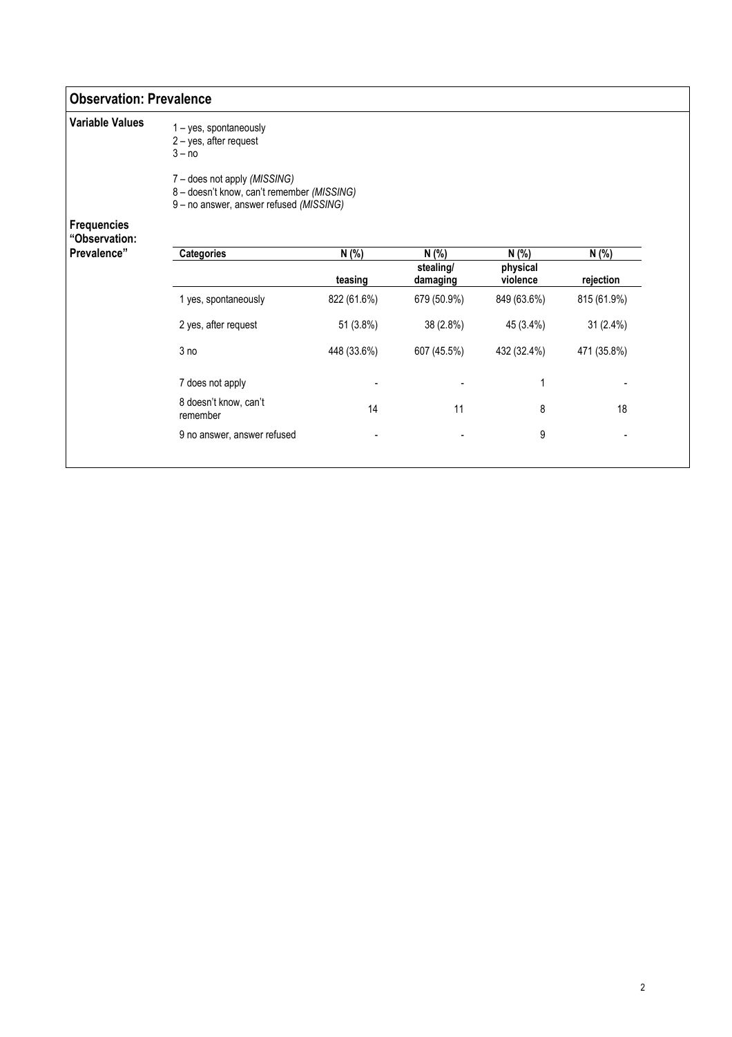## Observation: Prevalence

**Variable Values**

1 – yes, spontaneously
2 – yes, after request
3 – no

7 – does not apply *(MISSING)*
8 – doesn't know, can't remember *(MISSING)*
9 – no answer, answer refused *(MISSING)*

**Frequencies "Observation: Prevalence"**

| Categories | N (%) teasing | N (%) stealing/ damaging | N (%) physical violence | N (%) rejection |
|---|---|---|---|---|
| 1 yes, spontaneously | 822 (61.6%) | 679 (50.9%) | 849 (63.6%) | 815 (61.9%) |
| 2 yes, after request | 51 (3.8%) | 38 (2.8%) | 45 (3.4%) | 31 (2.4%) |
| 3 no | 448 (33.6%) | 607 (45.5%) | 432 (32.4%) | 471 (35.8%) |
| 7 does not apply | - | - | 1 | - |
| 8 doesn't know, can't remember | 14 | 11 | 8 | 18 |
| 9 no answer, answer refused | - | - | 9 | - |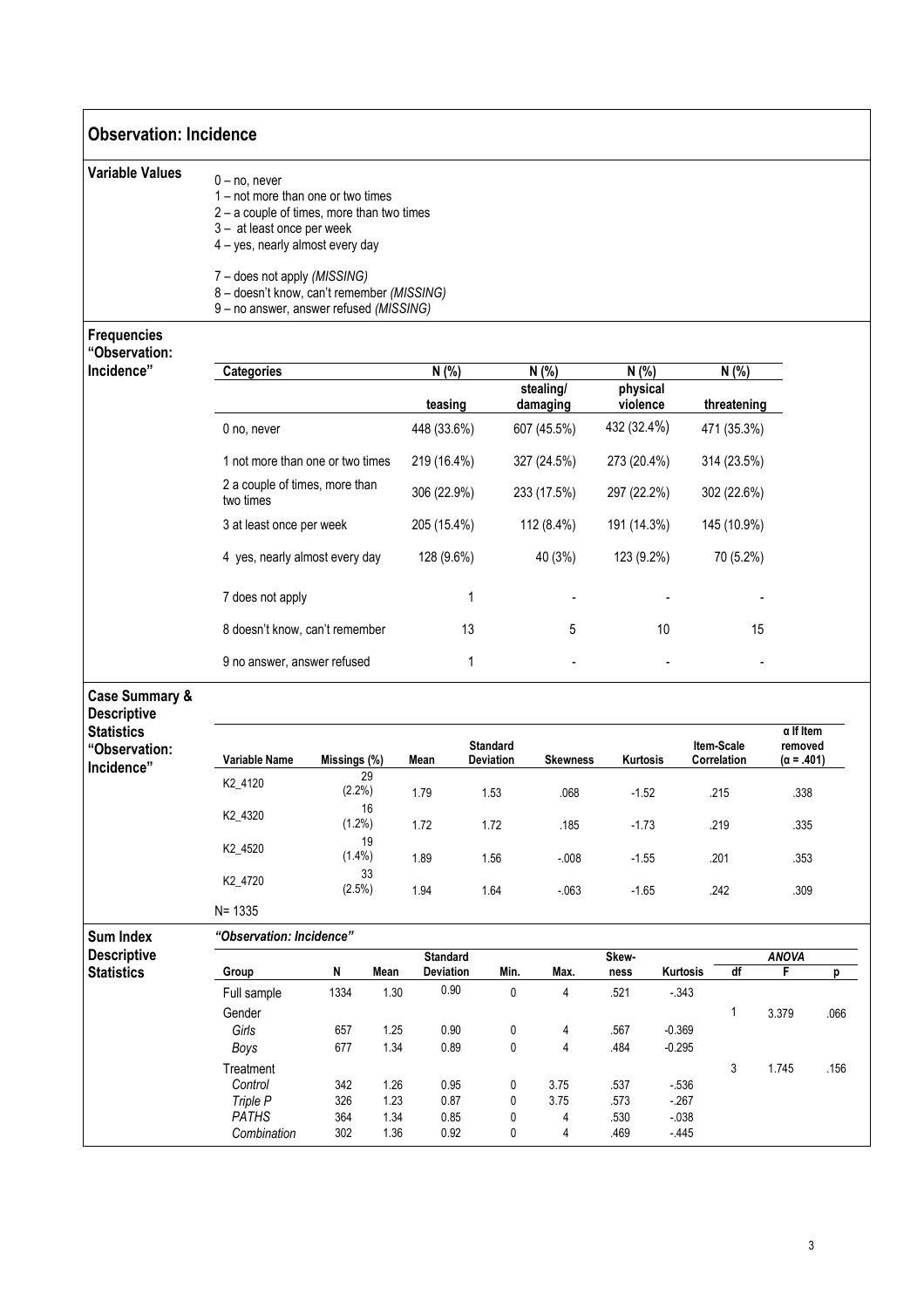## Observation: Incidence

**Variable Values**

0 – no, never
1 – not more than one or two times
2 – a couple of times, more than two times
3 – at least once per week
4 – yes, nearly almost every day

7 – does not apply *(MISSING)*
8 – doesn't know, can't remember *(MISSING)*
9 – no answer, answer refused *(MISSING)*

**Frequencies "Observation: Incidence"**

| Categories | N (%) teasing | N (%) stealing/ damaging | N (%) physical violence | N (%) threatening |
|---|---|---|---|---|
| 0 no, never | 448 (33.6%) | 607 (45.5%) | 432 (32.4%) | 471 (35.3%) |
| 1 not more than one or two times | 219 (16.4%) | 327 (24.5%) | 273 (20.4%) | 314 (23.5%) |
| 2 a couple of times, more than two times | 306 (22.9%) | 233 (17.5%) | 297 (22.2%) | 302 (22.6%) |
| 3 at least once per week | 205 (15.4%) | 112 (8.4%) | 191 (14.3%) | 145 (10.9%) |
| 4 yes, nearly almost every day | 128 (9.6%) | 40 (3%) | 123 (9.2%) | 70 (5.2%) |
| 7 does not apply | 1 | - | - | - |
| 8 doesn't know, can't remember | 13 | 5 | 10 | 15 |
| 9 no answer, answer refused | 1 | - | - | - |

**Case Summary & Descriptive Statistics "Observation: Incidence"**

| Variable Name | Missings (%) | Mean | Standard Deviation | Skewness | Kurtosis | Item-Scale Correlation | α If Item removed (α = .401) |
|---|---|---|---|---|---|---|---|
| K2_4120 | 29 (2.2%) | 1.79 | 1.53 | .068 | -1.52 | .215 | .338 |
| K2_4320 | 16 (1.2%) | 1.72 | 1.72 | .185 | -1.73 | .219 | .335 |
| K2_4520 | 19 (1.4%) | 1.89 | 1.56 | -.008 | -1.55 | .201 | .353 |
| K2_4720 | 33 (2.5%) | 1.94 | 1.64 | -.063 | -1.65 | .242 | .309 |

N= 1335

**Sum Index Descriptive Statistics**

*"Observation: Incidence"*

| Group | N | Mean | Standard Deviation | Min. | Max. | Skew-ness | Kurtosis | ANOVA df | ANOVA F | ANOVA p |
|---|---|---|---|---|---|---|---|---|---|---|
| Full sample | 1334 | 1.30 | 0.90 | 0 | 4 | .521 | -.343 | | | |
| Gender | | | | | | | | 1 | 3.379 | .066 |
| *Girls* | 657 | 1.25 | 0.90 | 0 | 4 | .567 | -0.369 | | | |
| *Boys* | 677 | 1.34 | 0.89 | 0 | 4 | .484 | -0.295 | | | |
| Treatment | | | | | | | | 3 | 1.745 | .156 |
| *Control* | 342 | 1.26 | 0.95 | 0 | 3.75 | .537 | -.536 | | | |
| *Triple P* | 326 | 1.23 | 0.87 | 0 | 3.75 | .573 | -.267 | | | |
| *PATHS* | 364 | 1.34 | 0.85 | 0 | 4 | .530 | -.038 | | | |
| *Combination* | 302 | 1.36 | 0.92 | 0 | 4 | .469 | -.445 | | | |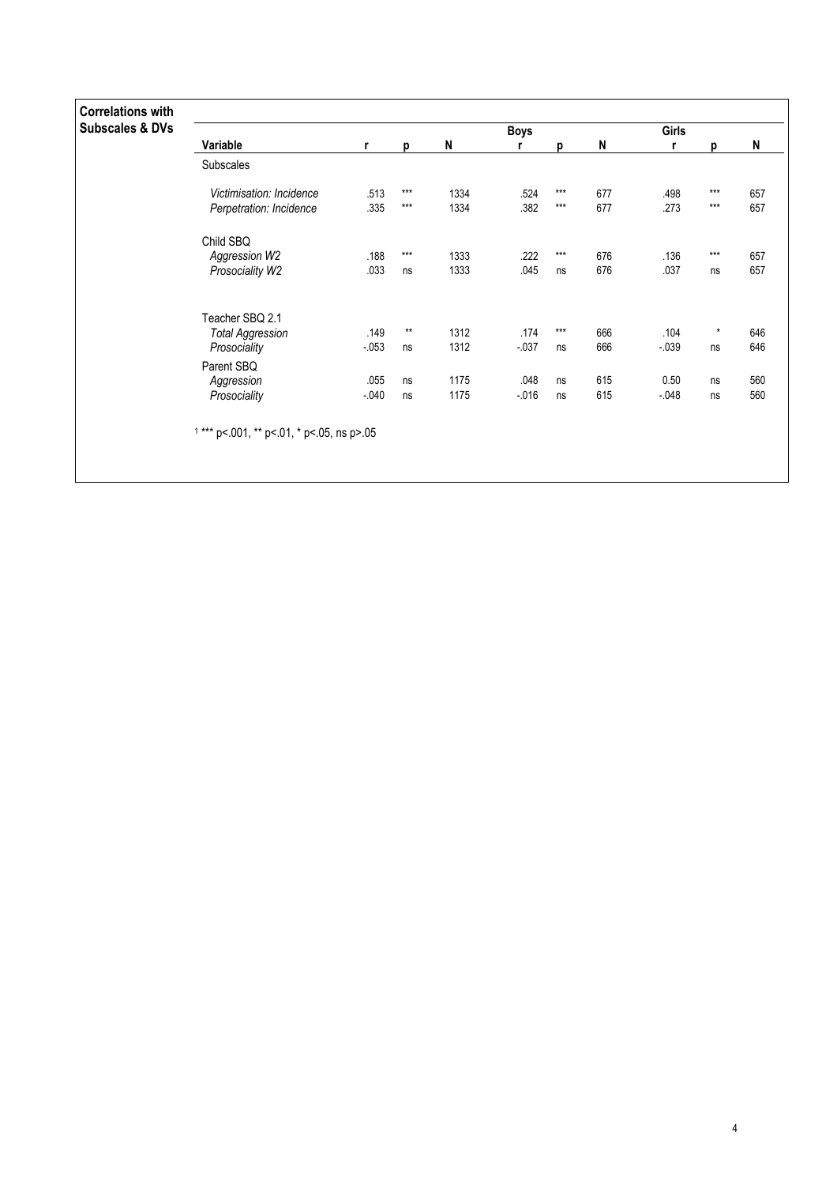**Correlations with Subscales & DVs**

| Variable | r | p | N | Boys r | p | N | Girls r | p | N |
|---|---|---|---|---|---|---|---|---|---|
| Subscales | | | | | | | | | |
| *Victimisation: Incidence* | .513 | *** | 1334 | .524 | *** | 677 | .498 | *** | 657 |
| *Perpetration: Incidence* | .335 | *** | 1334 | .382 | *** | 677 | .273 | *** | 657 |
| Child SBQ | | | | | | | | | |
| *Aggression W2* | .188 | *** | 1333 | .222 | *** | 676 | .136 | *** | 657 |
| *Prosociality W2* | .033 | ns | 1333 | .045 | ns | 676 | .037 | ns | 657 |
| Teacher SBQ 2.1 | | | | | | | | | |
| *Total Aggression* | .149 | ** | 1312 | .174 | *** | 666 | .104 | * | 646 |
| *Prosociality* | -.053 | ns | 1312 | -.037 | ns | 666 | -.039 | ns | 646 |
| Parent SBQ | | | | | | | | | |
| *Aggression* | .055 | ns | 1175 | .048 | ns | 615 | 0.50 | ns | 560 |
| *Prosociality* | -.040 | ns | 1175 | -.016 | ns | 615 | -.048 | ns | 560 |

[1] *** p<.001, ** p<.01, * p<.05, ns p>.05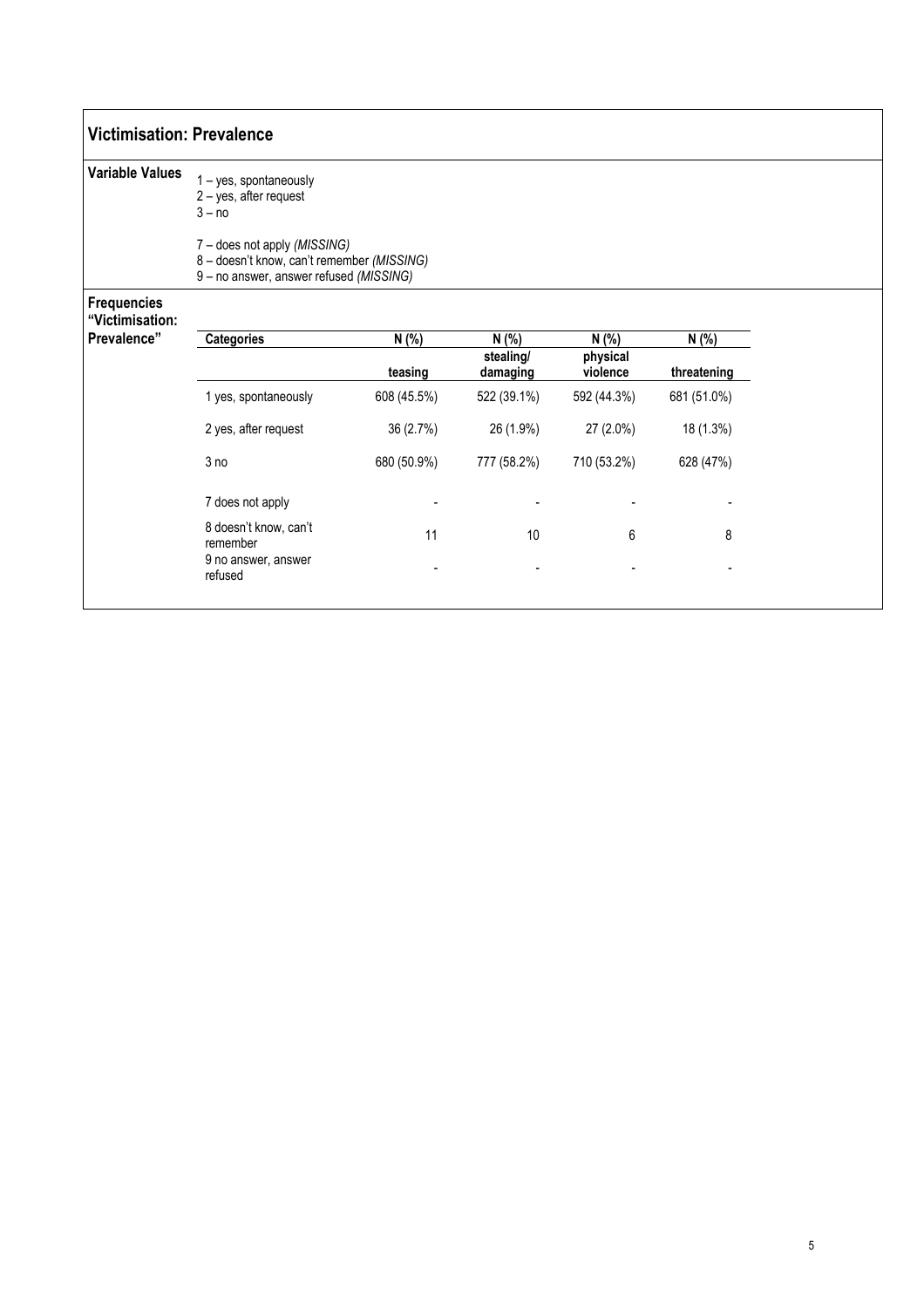## Victimisation: Prevalence

**Variable Values**

1 – yes, spontaneously
2 – yes, after request
3 – no

7 – does not apply *(MISSING)*
8 – doesn't know, can't remember *(MISSING)*
9 – no answer, answer refused *(MISSING)*

**Frequencies "Victimisation: Prevalence"**

| Categories | N (%) teasing | N (%) stealing/ damaging | N (%) physical violence | N (%) threatening |
|---|---|---|---|---|
| 1 yes, spontaneously | 608 (45.5%) | 522 (39.1%) | 592 (44.3%) | 681 (51.0%) |
| 2 yes, after request | 36 (2.7%) | 26 (1.9%) | 27 (2.0%) | 18 (1.3%) |
| 3 no | 680 (50.9%) | 777 (58.2%) | 710 (53.2%) | 628 (47%) |
| 7 does not apply | - | - | - | - |
| 8 doesn't know, can't remember | 11 | 10 | 6 | 8 |
| 9 no answer, answer refused | - | - | - | - |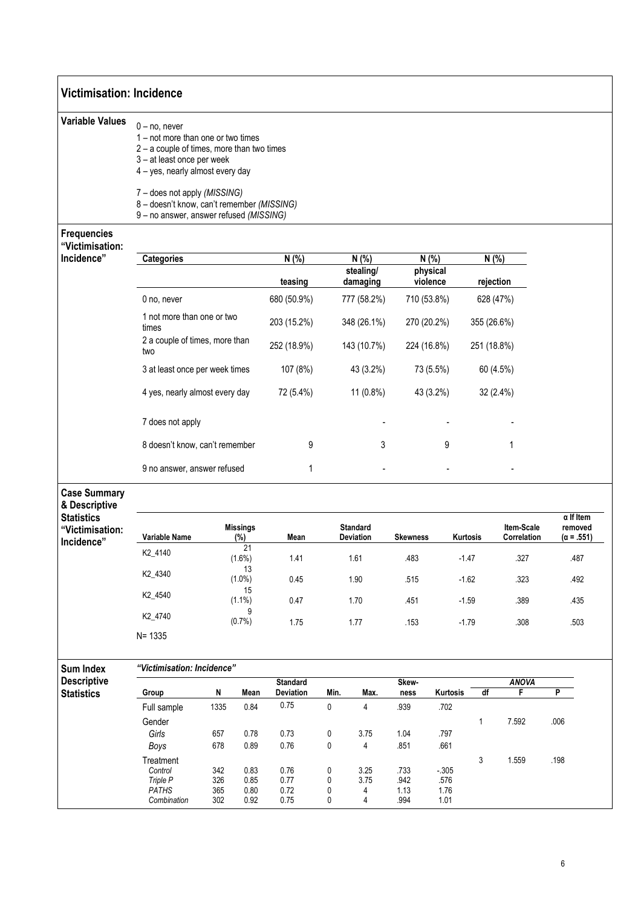## Victimisation: Incidence

**Variable Values**

0 – no, never
1 – not more than one or two times
2 – a couple of times, more than two times
3 – at least once per week
4 – yes, nearly almost every day

7 – does not apply *(MISSING)*
8 – doesn't know, can't remember *(MISSING)*
9 – no answer, answer refused *(MISSING)*

**Frequencies "Victimisation: Incidence"**

| Categories | N (%) teasing | N (%) stealing/ damaging | N (%) physical violence | N (%) rejection |
|---|---|---|---|---|
| 0 no, never | 680 (50.9%) | 777 (58.2%) | 710 (53.8%) | 628 (47%) |
| 1 not more than one or two times | 203 (15.2%) | 348 (26.1%) | 270 (20.2%) | 355 (26.6%) |
| 2 a couple of times, more than two | 252 (18.9%) | 143 (10.7%) | 224 (16.8%) | 251 (18.8%) |
| 3 at least once per week times | 107 (8%) | 43 (3.2%) | 73 (5.5%) | 60 (4.5%) |
| 4 yes, nearly almost every day | 72 (5.4%) | 11 (0.8%) | 43 (3.2%) | 32 (2.4%) |
| 7 does not apply | | - | - | - |
| 8 doesn't know, can't remember | 9 | 3 | 9 | 1 |
| 9 no answer, answer refused | 1 | - | - | - |

**Case Summary & Descriptive Statistics "Victimisation: Incidence"**

| Variable Name | Missings (%) | Mean | Standard Deviation | Skewness | Kurtosis | Item-Scale Correlation | α If Item removed (α = .551) |
|---|---|---|---|---|---|---|---|
| K2_4140 | 21 (1.6%) | 1.41 | 1.61 | .483 | -1.47 | .327 | .487 |
| K2_4340 | 13 (1.0%) | 0.45 | 1.90 | .515 | -1.62 | .323 | .492 |
| K2_4540 | 15 (1.1%) | 0.47 | 1.70 | .451 | -1.59 | .389 | .435 |
| K2_4740 | 9 (0.7%) | 1.75 | 1.77 | .153 | -1.79 | .308 | .503 |

N= 1335

**Sum Index Descriptive Statistics**

*"Victimisation: Incidence"*

| Group | N | Mean | Standard Deviation | Min. | Max. | Skew-ness | Kurtosis | ANOVA df | ANOVA F | ANOVA P |
|---|---|---|---|---|---|---|---|---|---|---|
| Full sample | 1335 | 0.84 | 0.75 | 0 | 4 | .939 | .702 | | | |
| Gender | | | | | | | | 1 | 7.592 | .006 |
| *Girls* | 657 | 0.78 | 0.73 | 0 | 3.75 | 1.04 | .797 | | | |
| *Boys* | 678 | 0.89 | 0.76 | 0 | 4 | .851 | .661 | | | |
| Treatment | | | | | | | | 3 | 1.559 | .198 |
| *Control* | 342 | 0.83 | 0.76 | 0 | 3.25 | .733 | -.305 | | | |
| *Triple P* | 326 | 0.85 | 0.77 | 0 | 3.75 | .942 | .576 | | | |
| *PATHS* | 365 | 0.80 | 0.72 | 0 | 4 | 1.13 | 1.76 | | | |
| *Combination* | 302 | 0.92 | 0.75 | 0 | 4 | .994 | 1.01 | | | |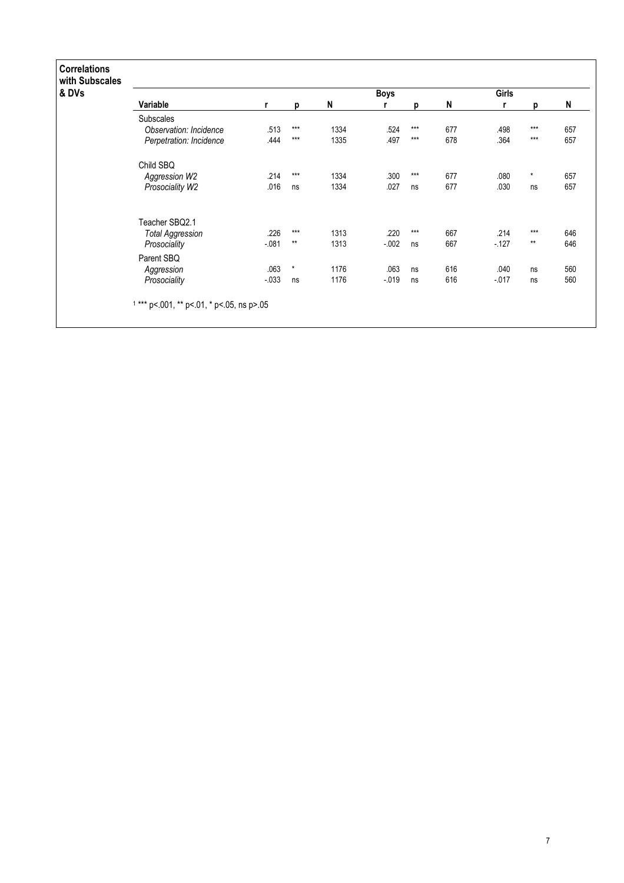**Correlations with Subscales & DVs**

| Variable | r | p | N | Boys r | p | N | Girls r | p | N |
|---|---|---|---|---|---|---|---|---|---|
| Subscales | | | | | | | | | |
| *Observation: Incidence* | .513 | *** | 1334 | .524 | *** | 677 | .498 | *** | 657 |
| *Perpetration: Incidence* | .444 | *** | 1335 | .497 | *** | 678 | .364 | *** | 657 |
| Child SBQ | | | | | | | | | |
| *Aggression W2* | .214 | *** | 1334 | .300 | *** | 677 | .080 | * | 657 |
| *Prosociality W2* | .016 | ns | 1334 | .027 | ns | 677 | .030 | ns | 657 |
| Teacher SBQ2.1 | | | | | | | | | |
| *Total Aggression* | .226 | *** | 1313 | .220 | *** | 667 | .214 | *** | 646 |
| *Prosociality* | -.081 | ** | 1313 | -.002 | ns | 667 | -.127 | ** | 646 |
| Parent SBQ | | | | | | | | | |
| *Aggression* | .063 | * | 1176 | .063 | ns | 616 | .040 | ns | 560 |
| *Prosociality* | -.033 | ns | 1176 | -.019 | ns | 616 | -.017 | ns | 560 |

[1] *** p<.001, ** p<.01, * p<.05, ns p>.05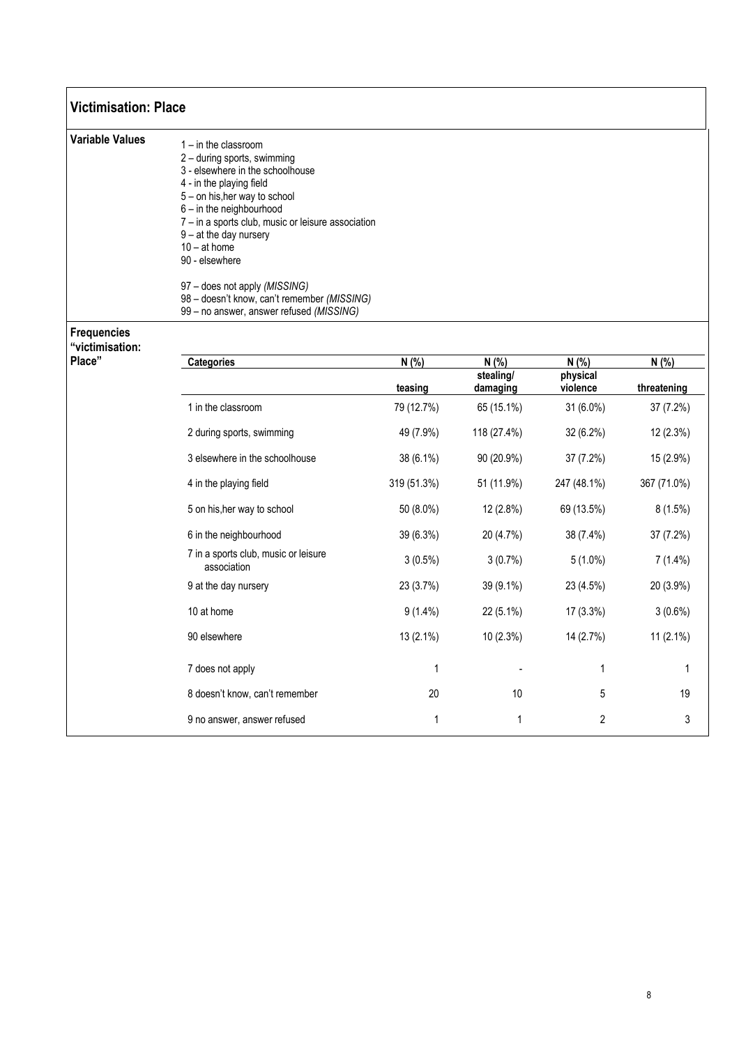## Victimisation: Place

**Variable Values**

1 – in the classroom
2 – during sports, swimming
3 - elsewhere in the schoolhouse
4 - in the playing field
5 – on his,her way to school
6 – in the neighbourhood
7 – in a sports club, music or leisure association
9 – at the day nursery
10 – at home
90 - elsewhere

97 – does not apply *(MISSING)*
98 – doesn't know, can't remember *(MISSING)*
99 – no answer, answer refused *(MISSING)*

**Frequencies "victimisation: Place"**

| Categories | N (%) teasing | N (%) stealing/ damaging | N (%) physical violence | N (%) threatening |
|---|---|---|---|---|
| 1 in the classroom | 79 (12.7%) | 65 (15.1%) | 31 (6.0%) | 37 (7.2%) |
| 2 during sports, swimming | 49 (7.9%) | 118 (27.4%) | 32 (6.2%) | 12 (2.3%) |
| 3 elsewhere in the schoolhouse | 38 (6.1%) | 90 (20.9%) | 37 (7.2%) | 15 (2.9%) |
| 4 in the playing field | 319 (51.3%) | 51 (11.9%) | 247 (48.1%) | 367 (71.0%) |
| 5 on his,her way to school | 50 (8.0%) | 12 (2.8%) | 69 (13.5%) | 8 (1.5%) |
| 6 in the neighbourhood | 39 (6.3%) | 20 (4.7%) | 38 (7.4%) | 37 (7.2%) |
| 7 in a sports club, music or leisure association | 3 (0.5%) | 3 (0.7%) | 5 (1.0%) | 7 (1.4%) |
| 9 at the day nursery | 23 (3.7%) | 39 (9.1%) | 23 (4.5%) | 20 (3.9%) |
| 10 at home | 9 (1.4%) | 22 (5.1%) | 17 (3.3%) | 3 (0.6%) |
| 90 elsewhere | 13 (2.1%) | 10 (2.3%) | 14 (2.7%) | 11 (2.1%) |
| 7 does not apply | 1 | - | 1 | 1 |
| 8 doesn't know, can't remember | 20 | 10 | 5 | 19 |
| 9 no answer, answer refused | 1 | 1 | 2 | 3 |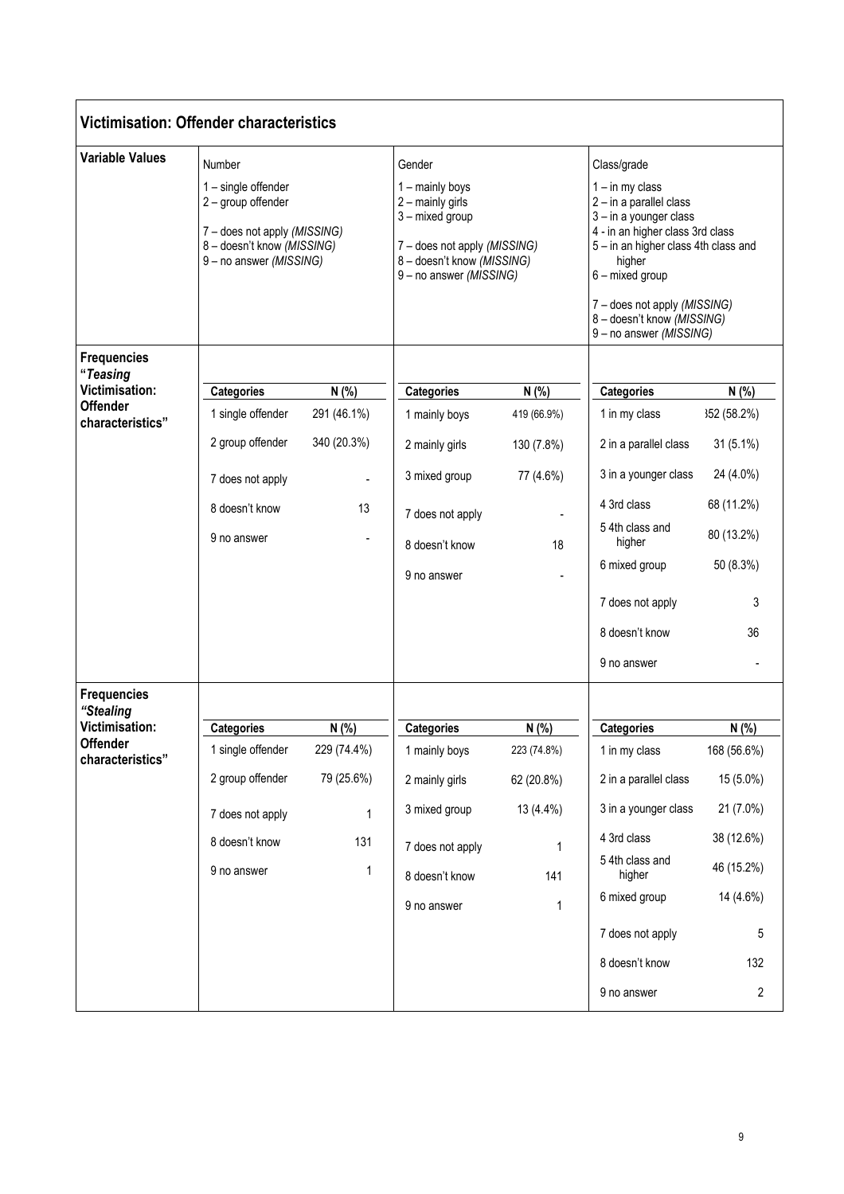## Victimisation: Offender characteristics

| | Number | | Gender | | Class/grade | |
|---|---|---|---|---|---|---|
| **Variable Values** | 1 – single offender<br>2 – group offender<br><br>7 – does not apply *(MISSING)*<br>8 – doesn't know *(MISSING)*<br>9 – no answer *(MISSING)* | | 1 – mainly boys<br>2 – mainly girls<br>3 – mixed group<br><br>7 – does not apply *(MISSING)*<br>8 – doesn't know *(MISSING)*<br>9 – no answer *(MISSING)* | | 1 – in my class<br>2 – in a parallel class<br>3 – in a younger class<br>4 - in an higher class 3rd class<br>5 – in an higher class 4th class and higher<br>6 – mixed group<br><br>7 – does not apply *(MISSING)*<br>8 – doesn't know *(MISSING)*<br>9 – no answer *(MISSING)* | |
| **Frequencies "*Teasing* Victimisation: Offender characteristics"** | **Categories** | **N (%)** | **Categories** | **N (%)** | **Categories** | **N (%)** |
| | 1 single offender | 291 (46.1%) | 1 mainly boys | 419 (66.9%) | 1 in my class | 352 (58.2%) |
| | 2 group offender | 340 (20.3%) | 2 mainly girls | 130 (7.8%) | 2 in a parallel class | 31 (5.1%) |
| | 7 does not apply | - | 3 mixed group | 77 (4.6%) | 3 in a younger class | 24 (4.0%) |
| | 8 doesn't know | 13 | 7 does not apply | - | 4 3rd class | 68 (11.2%) |
| | 9 no answer | - | 8 doesn't know | 18 | 5 4th class and higher | 80 (13.2%) |
| | | | 9 no answer | - | 6 mixed group | 50 (8.3%) |
| | | | | | 7 does not apply | 3 |
| | | | | | 8 doesn't know | 36 |
| | | | | | 9 no answer | - |
| **Frequencies "*Stealing* Victimisation: Offender characteristics"** | **Categories** | **N (%)** | **Categories** | **N (%)** | **Categories** | **N (%)** |
| | 1 single offender | 229 (74.4%) | 1 mainly boys | 223 (74.8%) | 1 in my class | 168 (56.6%) |
| | 2 group offender | 79 (25.6%) | 2 mainly girls | 62 (20.8%) | 2 in a parallel class | 15 (5.0%) |
| | 7 does not apply | 1 | 3 mixed group | 13 (4.4%) | 3 in a younger class | 21 (7.0%) |
| | 8 doesn't know | 131 | 7 does not apply | 1 | 4 3rd class | 38 (12.6%) |
| | 9 no answer | 1 | 8 doesn't know | 141 | 5 4th class and higher | 46 (15.2%) |
| | | | 9 no answer | 1 | 6 mixed group | 14 (4.6%) |
| | | | | | 7 does not apply | 5 |
| | | | | | 8 doesn't know | 132 |
| | | | | | 9 no answer | 2 |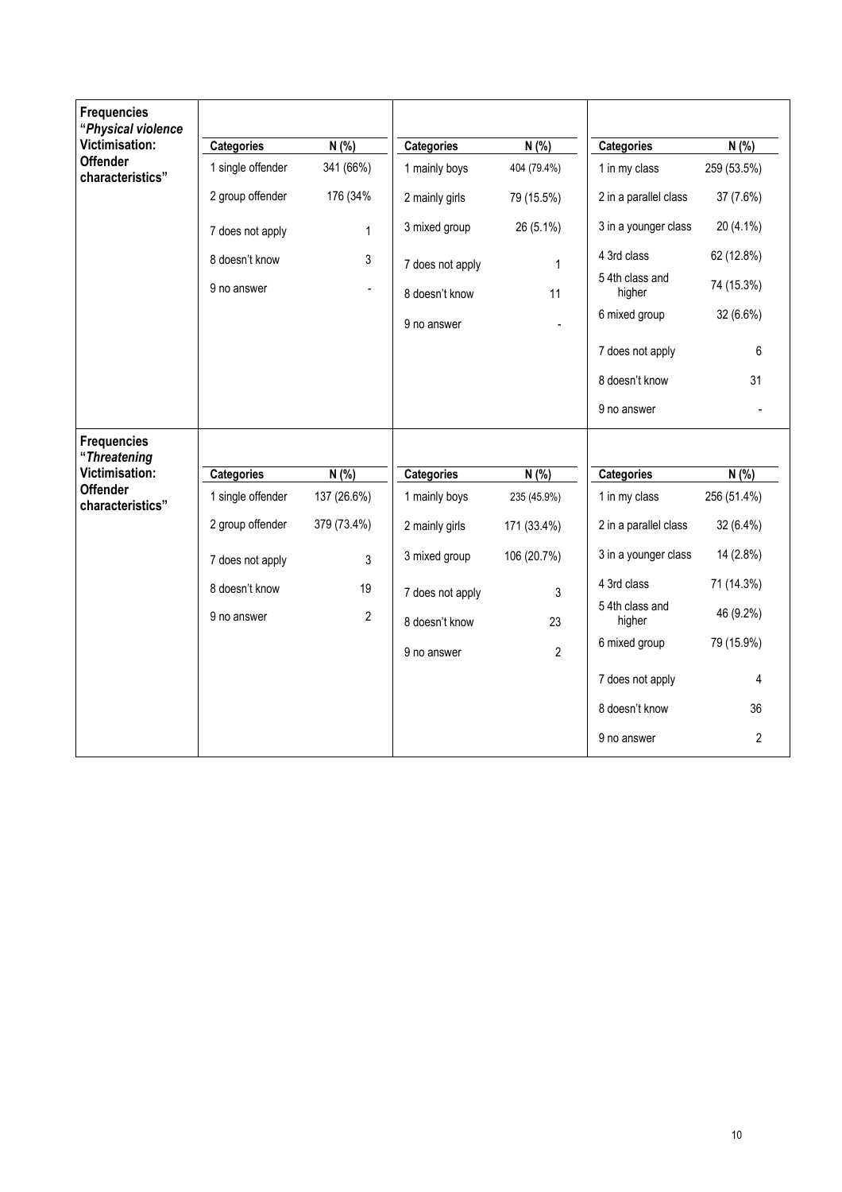| **Frequencies "*Physical violence* Victimisation: Offender characteristics"** | Categories | N (%) | Categories | N (%) | Categories | N (%) |
|---|---|---|---|---|---|---|
| | 1 single offender | 341 (66%) | 1 mainly boys | 404 (79.4%) | 1 in my class | 259 (53.5%) |
| | 2 group offender | 176 (34% | 2 mainly girls | 79 (15.5%) | 2 in a parallel class | 37 (7.6%) |
| | 7 does not apply | 1 | 3 mixed group | 26 (5.1%) | 3 in a younger class | 20 (4.1%) |
| | 8 doesn't know | 3 | 7 does not apply | 1 | 4 3rd class | 62 (12.8%) |
| | 9 no answer | - | 8 doesn't know | 11 | 5 4th class and higher | 74 (15.3%) |
| | | | 9 no answer | - | 6 mixed group | 32 (6.6%) |
| | | | | | 7 does not apply | 6 |
| | | | | | 8 doesn't know | 31 |
| | | | | | 9 no answer | - |

| **Frequencies "*Threatening* Victimisation: Offender characteristics"** | Categories | N (%) | Categories | N (%) | Categories | N (%) |
|---|---|---|---|---|---|---|
| | 1 single offender | 137 (26.6%) | 1 mainly boys | 235 (45.9%) | 1 in my class | 256 (51.4%) |
| | 2 group offender | 379 (73.4%) | 2 mainly girls | 171 (33.4%) | 2 in a parallel class | 32 (6.4%) |
| | 7 does not apply | 3 | 3 mixed group | 106 (20.7%) | 3 in a younger class | 14 (2.8%) |
| | 8 doesn't know | 19 | 7 does not apply | 3 | 4 3rd class | 71 (14.3%) |
| | 9 no answer | 2 | 8 doesn't know | 23 | 5 4th class and higher | 46 (9.2%) |
| | | | 9 no answer | 2 | 6 mixed group | 79 (15.9%) |
| | | | | | 7 does not apply | 4 |
| | | | | | 8 doesn't know | 36 |
| | | | | | 9 no answer | 2 |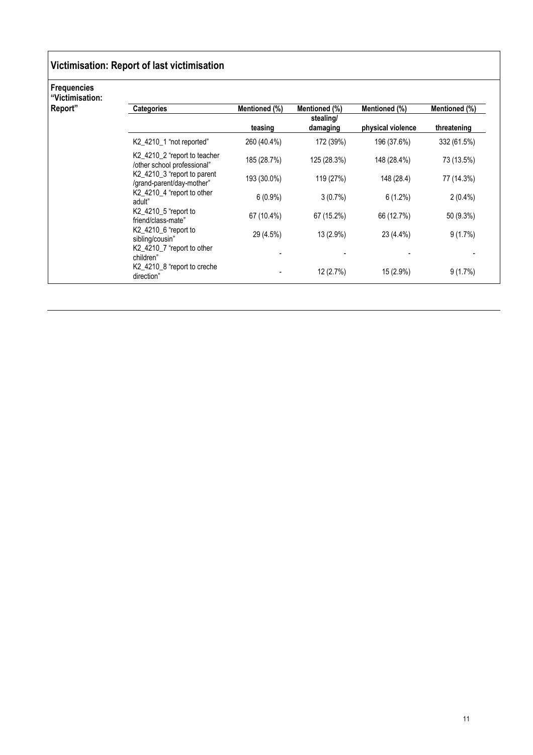## Victimisation: Report of last victimisation

**Frequencies "Victimisation: Report"**

| Categories | Mentioned (%) | Mentioned (%) | Mentioned (%) | Mentioned (%) |
|---|---|---|---|---|
| | teasing | stealing/ damaging | physical violence | threatening |
| K2_4210_1 "not reported" | 260 (40.4%) | 172 (39%) | 196 (37.6%) | 332 (61.5%) |
| K2_4210_2 "report to teacher /other school professional" | 185 (28.7%) | 125 (28.3%) | 148 (28.4%) | 73 (13.5%) |
| K2_4210_3 "report to parent /grand-parent/day-mother" | 193 (30.0%) | 119 (27%) | 148 (28.4) | 77 (14.3%) |
| K2_4210_4 "report to other adult" | 6 (0.9%) | 3 (0.7%) | 6 (1.2%) | 2 (0.4%) |
| K2_4210_5 "report to friend/class-mate" | 67 (10.4%) | 67 (15.2%) | 66 (12.7%) | 50 (9.3%) |
| K2_4210_6 "report to sibling/cousin" | 29 (4.5%) | 13 (2.9%) | 23 (4.4%) | 9 (1.7%) |
| K2_4210_7 "report to other children" | - | - | - | - |
| K2_4210_8 "report to creche direction" | - | 12 (2.7%) | 15 (2.9%) | 9 (1.7%) |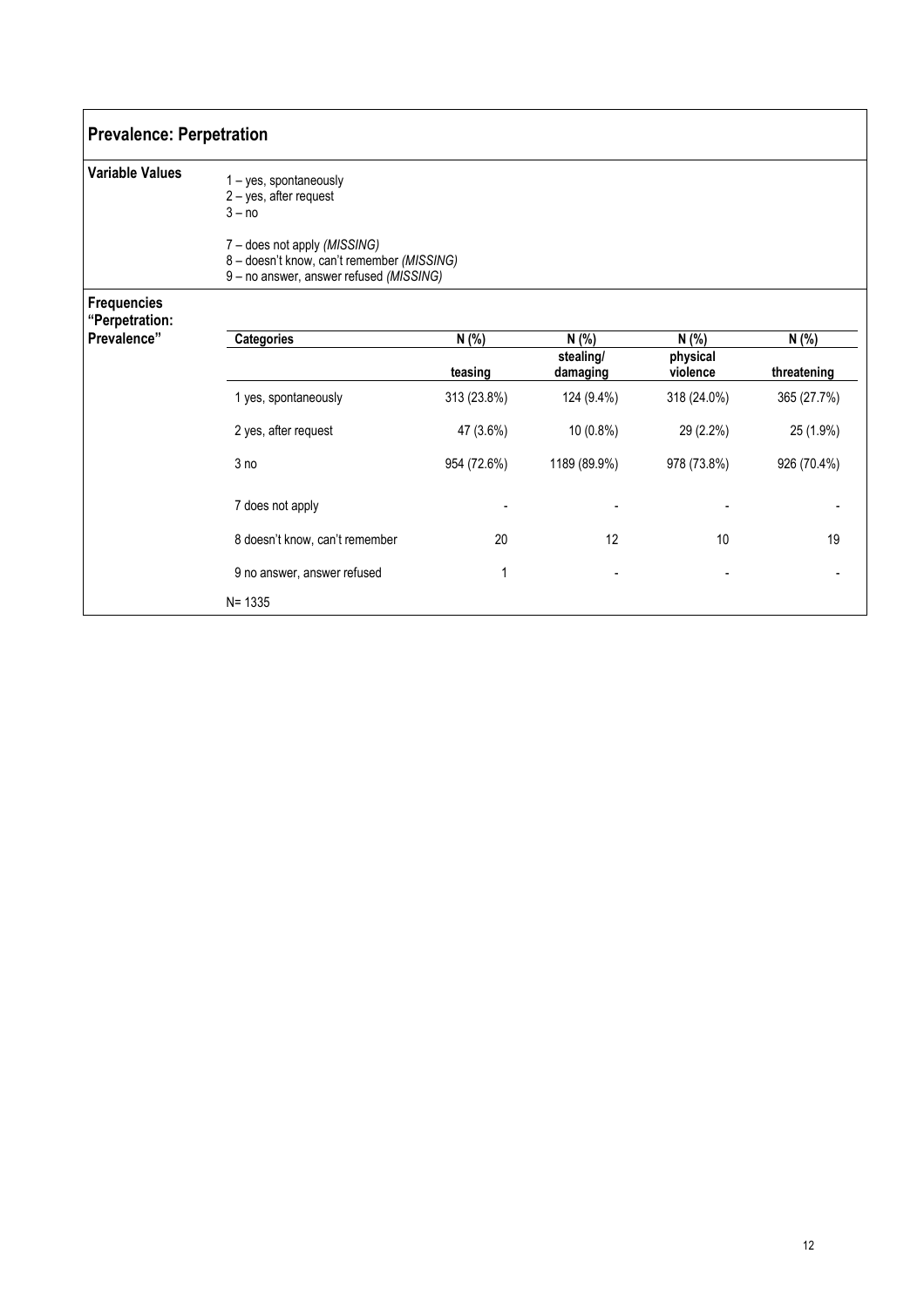## Prevalence: Perpetration

**Variable Values**

1 – yes, spontaneously
2 – yes, after request
3 – no

7 – does not apply *(MISSING)*
8 – doesn't know, can't remember *(MISSING)*
9 – no answer, answer refused *(MISSING)*

**Frequencies "Perpetration: Prevalence"**

| Categories | N (%) teasing | N (%) stealing/ damaging | N (%) physical violence | N (%) threatening |
|---|---|---|---|---|
| 1 yes, spontaneously | 313 (23.8%) | 124 (9.4%) | 318 (24.0%) | 365 (27.7%) |
| 2 yes, after request | 47 (3.6%) | 10 (0.8%) | 29 (2.2%) | 25 (1.9%) |
| 3 no | 954 (72.6%) | 1189 (89.9%) | 978 (73.8%) | 926 (70.4%) |
| 7 does not apply | - | - | - | - |
| 8 doesn't know, can't remember | 20 | 12 | 10 | 19 |
| 9 no answer, answer refused | 1 | - | - | - |

N= 1335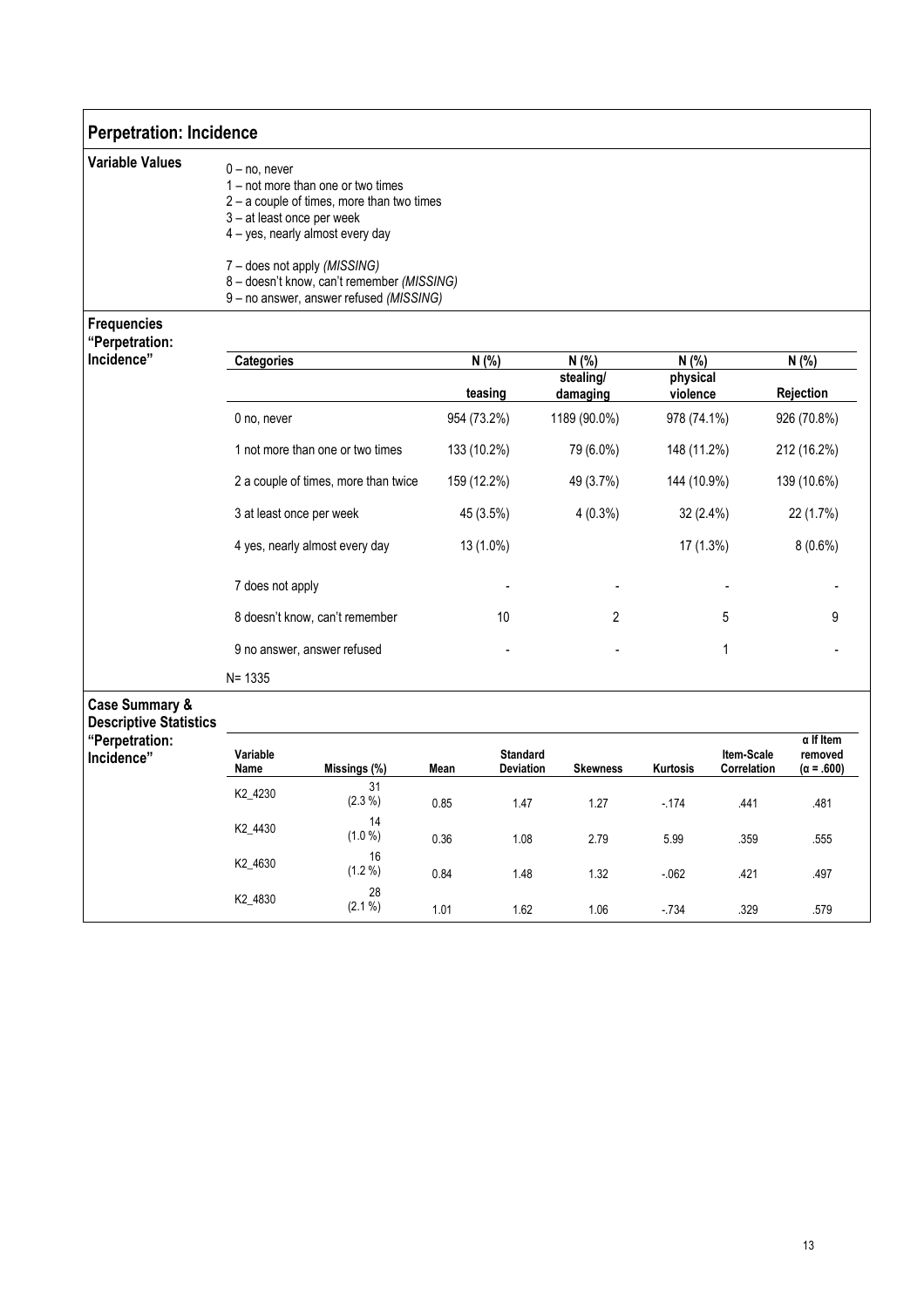## Perpetration: Incidence

**Variable Values**

0 – no, never
1 – not more than one or two times
2 – a couple of times, more than two times
3 – at least once per week
4 – yes, nearly almost every day

7 – does not apply *(MISSING)*
8 – doesn't know, can't remember *(MISSING)*
9 – no answer, answer refused *(MISSING)*

**Frequencies "Perpetration: Incidence"**

| Categories | N (%) teasing | N (%) stealing/ damaging | N (%) physical violence | N (%) Rejection |
|---|---|---|---|---|
| 0 no, never | 954 (73.2%) | 1189 (90.0%) | 978 (74.1%) | 926 (70.8%) |
| 1 not more than one or two times | 133 (10.2%) | 79 (6.0%) | 148 (11.2%) | 212 (16.2%) |
| 2 a couple of times, more than twice | 159 (12.2%) | 49 (3.7%) | 144 (10.9%) | 139 (10.6%) |
| 3 at least once per week | 45 (3.5%) | 4 (0.3%) | 32 (2.4%) | 22 (1.7%) |
| 4 yes, nearly almost every day | 13 (1.0%) | | 17 (1.3%) | 8 (0.6%) |
| 7 does not apply | - | - | - | - |
| 8 doesn't know, can't remember | 10 | 2 | 5 | 9 |
| 9 no answer, answer refused | - | - | 1 | - |

N= 1335

**Case Summary & Descriptive Statistics "Perpetration: Incidence"**

| Variable Name | Missings (%) | Mean | Standard Deviation | Skewness | Kurtosis | Item-Scale Correlation | α If Item removed (α = .600) |
|---|---|---|---|---|---|---|---|
| K2_4230 | 31 (2.3 %) | 0.85 | 1.47 | 1.27 | -.174 | .441 | .481 |
| K2_4430 | 14 (1.0 %) | 0.36 | 1.08 | 2.79 | 5.99 | .359 | .555 |
| K2_4630 | 16 (1.2 %) | 0.84 | 1.48 | 1.32 | -.062 | .421 | .497 |
| K2_4830 | 28 (2.1 %) | 1.01 | 1.62 | 1.06 | -.734 | .329 | .579 |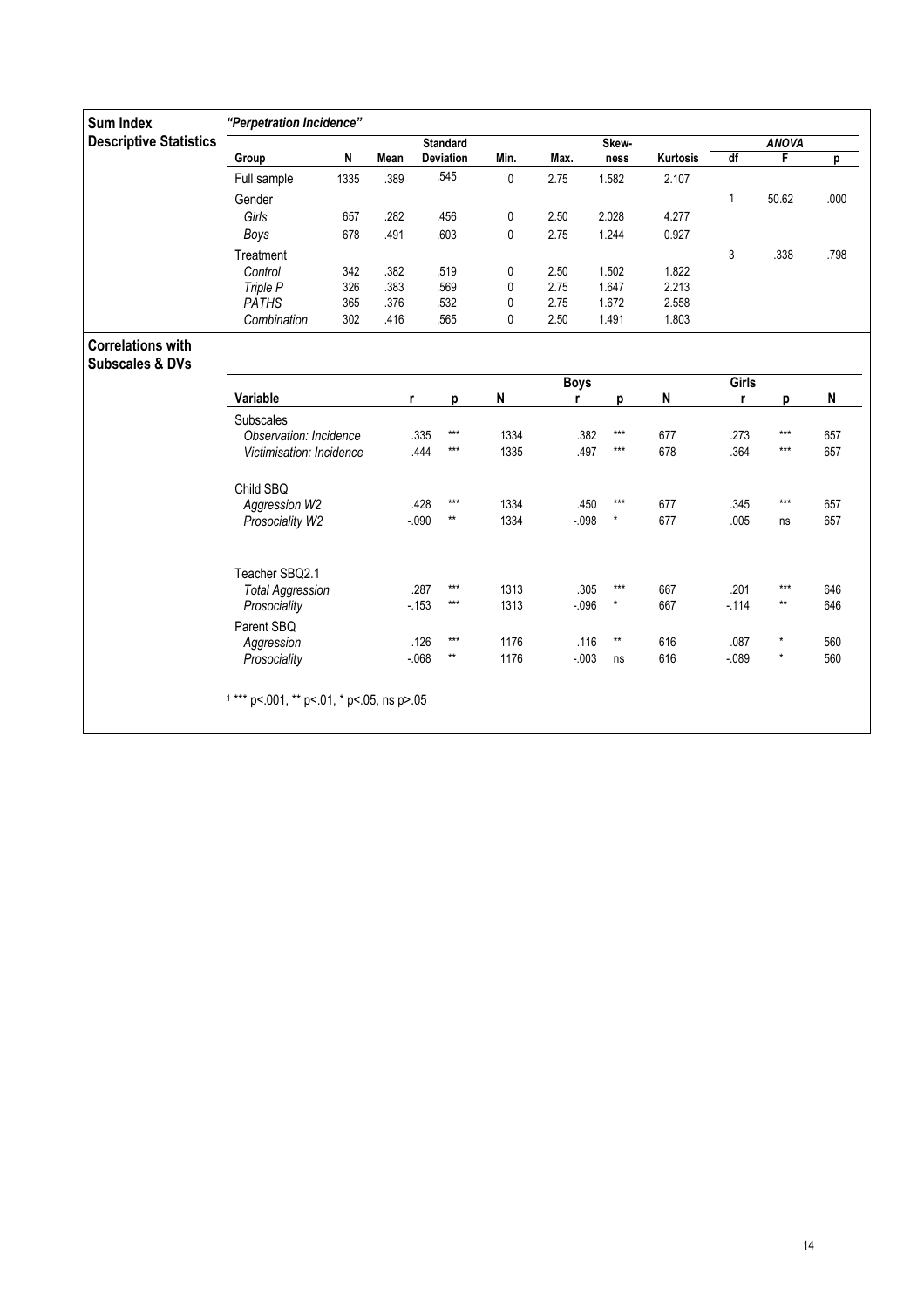**Sum Index** *"Perpetration Incidence"*

**Descriptive Statistics**

| Group | N | Mean | Standard Deviation | Min. | Max. | Skewness | Kurtosis | ANOVA df | ANOVA F | ANOVA p |
|---|---|---|---|---|---|---|---|---|---|---|
| Full sample | 1335 | .389 | .545 | 0 | 2.75 | 1.582 | 2.107 | | | |
| Gender | | | | | | | | 1 | 50.62 | .000 |
| *Girls* | 657 | .282 | .456 | 0 | 2.50 | 2.028 | 4.277 | | | |
| *Boys* | 678 | .491 | .603 | 0 | 2.75 | 1.244 | 0.927 | | | |
| Treatment | | | | | | | | 3 | .338 | .798 |
| *Control* | 342 | .382 | .519 | 0 | 2.50 | 1.502 | 1.822 | | | |
| *Triple P* | 326 | .383 | .569 | 0 | 2.75 | 1.647 | 2.213 | | | |
| *PATHS* | 365 | .376 | .532 | 0 | 2.75 | 1.672 | 2.558 | | | |
| *Combination* | 302 | .416 | .565 | 0 | 2.50 | 1.491 | 1.803 | | | |

**Correlations with Subscales & DVs**

| Variable | r | p | N | Boys r | Boys p | Boys N | Girls r | Girls p | Girls N |
|---|---|---|---|---|---|---|---|---|---|
| Subscales | | | | | | | | | |
| *Observation: Incidence* | .335 | *** | 1334 | .382 | *** | 677 | .273 | *** | 657 |
| *Victimisation: Incidence* | .444 | *** | 1335 | .497 | *** | 678 | .364 | *** | 657 |
| Child SBQ | | | | | | | | | |
| *Aggression W2* | .428 | *** | 1334 | .450 | *** | 677 | .345 | *** | 657 |
| *Prosociality W2* | -.090 | ** | 1334 | -.098 | * | 677 | .005 | ns | 657 |
| Teacher SBQ2.1 | | | | | | | | | |
| *Total Aggression* | .287 | *** | 1313 | .305 | *** | 667 | .201 | *** | 646 |
| *Prosociality* | -.153 | *** | 1313 | -.096 | * | 667 | -.114 | ** | 646 |
| Parent SBQ | | | | | | | | | |
| *Aggression* | .126 | *** | 1176 | .116 | ** | 616 | .087 | * | 560 |
| *Prosociality* | -.068 | ** | 1176 | -.003 | ns | 616 | -.089 | * | 560 |

[1] *** p<.001, ** p<.01, * p<.05, ns p>.05